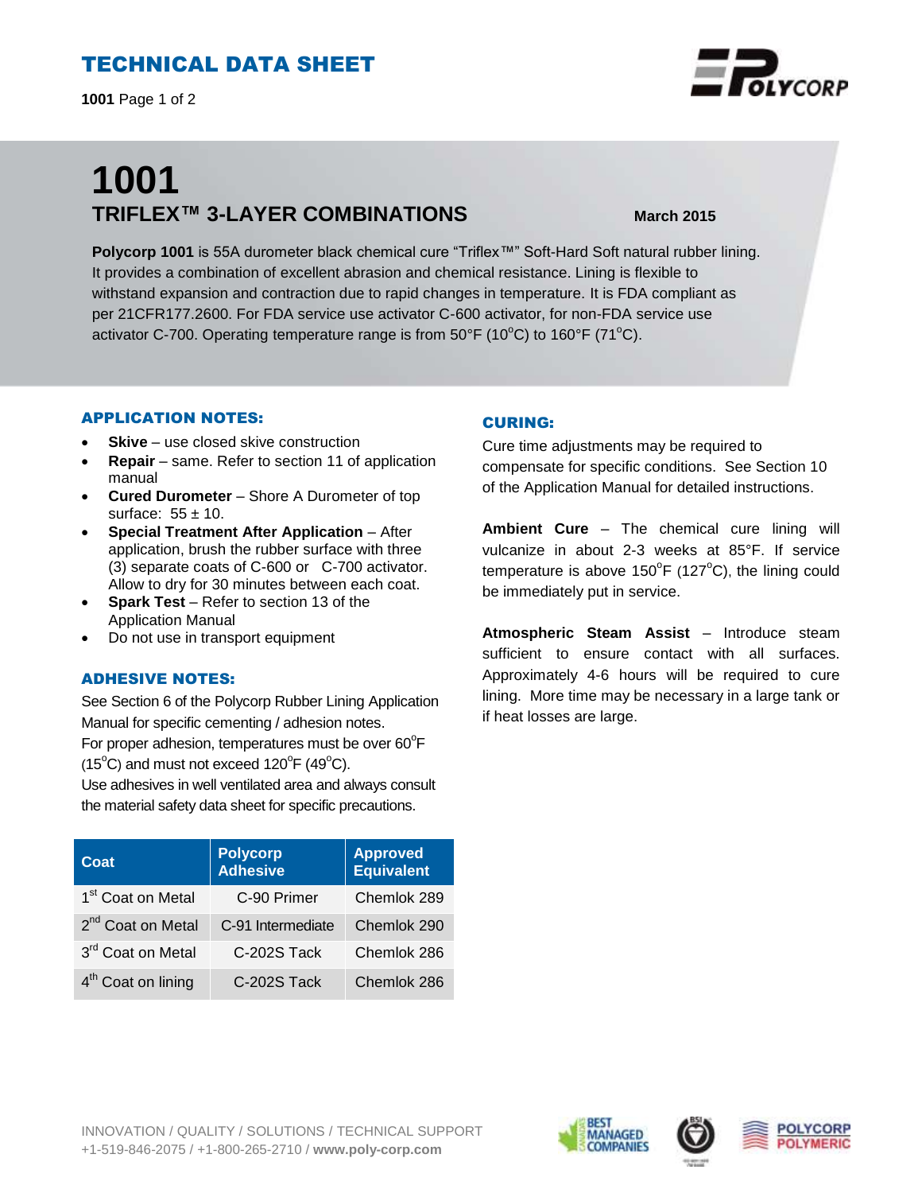# TECHNICAL DATA SHEET

**1001** Page 1 of 2

# 1001

## TRIFLEX™ 3-LAYER COMBINATIONS

**March 2015**

**Polycorp 1001** is 55A durometer black chemical cure "Triflex™" Soft-Hard Soft natural rubber lining. It provides a combination of excellent abrasion and chemical resistance. Lining is flexible to withstand expansion and contraction due to rapid changes in temperature. It is FDA compliant as per 21CFR177.2600. For FDA service use activator C-600 activator, for non-FDA service use activator C-700. Operating temperature range is from 50°F (10°C) to 160°F (71°C).

### APPLICATION NOTES:

- **Skive** – use closed skive construction
- **Repair** – same. Refer to section 11 of application manual
- **Cured Durometer** – Shore A Durometer of top surface: 55 ± 10.
- **Special Treatment After Application** – After application, brush the rubber surface with three (3) separate coats of C-600 or C-700 activator. Allow to dry for 30 minutes between each coat.
- **Spark Test** – Refer to section 13 of the Application Manual
- Do not use in transport equipment

### ADHESIVE NOTES:

See Section 6 of the Polycorp Rubber Lining Application Manual for specific cementing / adhesion notes.
For proper adhesion, temperatures must be over 60°F (15°C) and must not exceed 120°F (49°C).
Use adhesives in well ventilated area and always consult the material safety data sheet for specific precautions.

| Coat | Polycorp Adhesive | Approved Equivalent |
|---|---|---|
| 1st Coat on Metal | C-90 Primer | Chemlok 289 |
| 2nd Coat on Metal | C-91 Intermediate | Chemlok 290 |
| 3rd Coat on Metal | C-202S Tack | Chemlok 286 |
| 4th Coat on lining | C-202S Tack | Chemlok 286 |

### CURING:

Cure time adjustments may be required to compensate for specific conditions. See Section 10 of the Application Manual for detailed instructions.

**Ambient Cure** – The chemical cure lining will vulcanize in about 2-3 weeks at 85°F. If service temperature is above 150°F (127°C), the lining could be immediately put in service.

**Atmospheric Steam Assist** – Introduce steam sufficient to ensure contact with all surfaces. Approximately 4-6 hours will be required to cure lining. More time may be necessary in a large tank or if heat losses are large.

INNOVATION / QUALITY / SOLUTIONS / TECHNICAL SUPPORT
+1-519-846-2075 / +1-800-265-2710 / **www.poly-corp.com**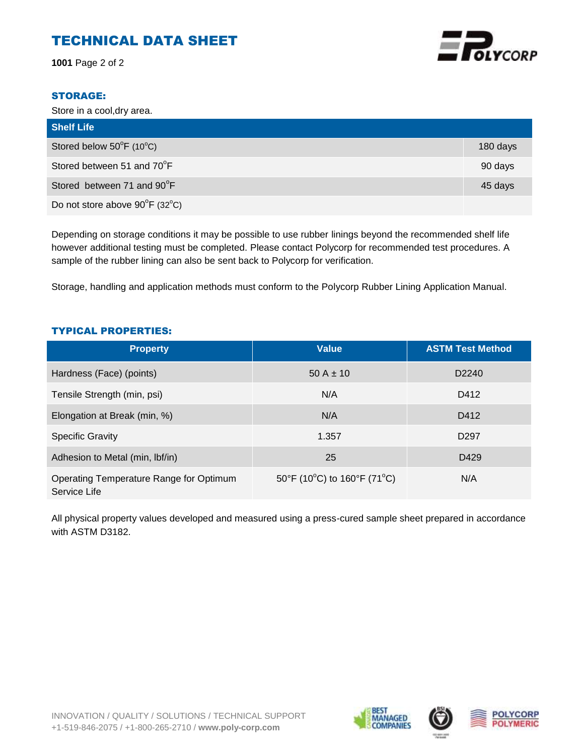## STORAGE:

Store in a cool,dry area.

| Shelf Life | |
|---|---|
| Stored below 50°F (10°C) | 180 days |
| Stored between 51 and 70°F | 90 days |
| Stored between 71 and 90°F | 45 days |
| Do not store above 90°F (32°C) | |

Depending on storage conditions it may be possible to use rubber linings beyond the recommended shelf life however additional testing must be completed. Please contact Polycorp for recommended test procedures. A sample of the rubber lining can also be sent back to Polycorp for verification.

Storage, handling and application methods must conform to the Polycorp Rubber Lining Application Manual.

## TYPICAL PROPERTIES:

| Property | Value | ASTM Test Method |
|---|---|---|
| Hardness (Face) (points) | 50 A ± 10 | D2240 |
| Tensile Strength (min, psi) | N/A | D412 |
| Elongation at Break (min, %) | N/A | D412 |
| Specific Gravity | 1.357 | D297 |
| Adhesion to Metal (min, lbf/in) | 25 | D429 |
| Operating Temperature Range for Optimum Service Life | 50°F (10°C) to 160°F (71°C) | N/A |

All physical property values developed and measured using a press-cured sample sheet prepared in accordance with ASTM D3182.

INNOVATION / QUALITY / SOLUTIONS / TECHNICAL SUPPORT
+1-519-846-2075 / +1-800-265-2710 / **www.poly-corp.com**